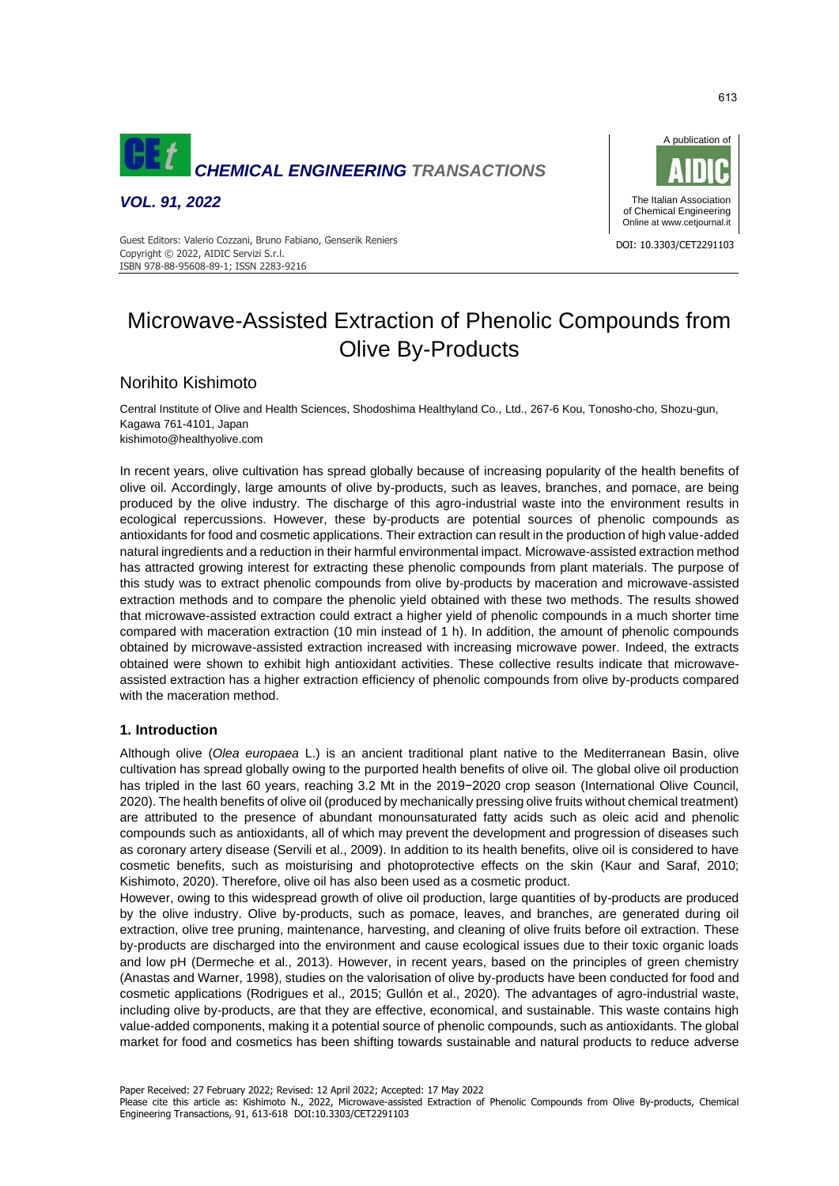# Microwave-Assisted Extraction of Phenolic Compounds from Olive By-Products

Norihito Kishimoto

Central Institute of Olive and Health Sciences, Shodoshima Healthyland Co., Ltd., 267-6 Kou, Tonosho-cho, Shozu-gun, Kagawa 761-4101, Japan
kishimoto@healthyolive.com

In recent years, olive cultivation has spread globally because of increasing popularity of the health benefits of olive oil. Accordingly, large amounts of olive by-products, such as leaves, branches, and pomace, are being produced by the olive industry. The discharge of this agro-industrial waste into the environment results in ecological repercussions. However, these by-products are potential sources of phenolic compounds as antioxidants for food and cosmetic applications. Their extraction can result in the production of high value-added natural ingredients and a reduction in their harmful environmental impact. Microwave-assisted extraction method has attracted growing interest for extracting these phenolic compounds from plant materials. The purpose of this study was to extract phenolic compounds from olive by-products by maceration and microwave-assisted extraction methods and to compare the phenolic yield obtained with these two methods. The results showed that microwave-assisted extraction could extract a higher yield of phenolic compounds in a much shorter time compared with maceration extraction (10 min instead of 1 h). In addition, the amount of phenolic compounds obtained by microwave-assisted extraction increased with increasing microwave power. Indeed, the extracts obtained were shown to exhibit high antioxidant activities. These collective results indicate that microwave-assisted extraction has a higher extraction efficiency of phenolic compounds from olive by-products compared with the maceration method.

## 1. Introduction

Although olive (*Olea europaea* L.) is an ancient traditional plant native to the Mediterranean Basin, olive cultivation has spread globally owing to the purported health benefits of olive oil. The global olive oil production has tripled in the last 60 years, reaching 3.2 Mt in the 2019−2020 crop season (International Olive Council, 2020). The health benefits of olive oil (produced by mechanically pressing olive fruits without chemical treatment) are attributed to the presence of abundant monounsaturated fatty acids such as oleic acid and phenolic compounds such as antioxidants, all of which may prevent the development and progression of diseases such as coronary artery disease (Servili et al., 2009). In addition to its health benefits, olive oil is considered to have cosmetic benefits, such as moisturising and photoprotective effects on the skin (Kaur and Saraf, 2010; Kishimoto, 2020). Therefore, olive oil has also been used as a cosmetic product.

However, owing to this widespread growth of olive oil production, large quantities of by-products are produced by the olive industry. Olive by-products, such as pomace, leaves, and branches, are generated during oil extraction, olive tree pruning, maintenance, harvesting, and cleaning of olive fruits before oil extraction. These by-products are discharged into the environment and cause ecological issues due to their toxic organic loads and low pH (Dermeche et al., 2013). However, in recent years, based on the principles of green chemistry (Anastas and Warner, 1998), studies on the valorisation of olive by-products have been conducted for food and cosmetic applications (Rodrigues et al., 2015; Gullón et al., 2020). The advantages of agro-industrial waste, including olive by-products, are that they are effective, economical, and sustainable. This waste contains high value-added components, making it a potential source of phenolic compounds, such as antioxidants. The global market for food and cosmetics has been shifting towards sustainable and natural products to reduce adverse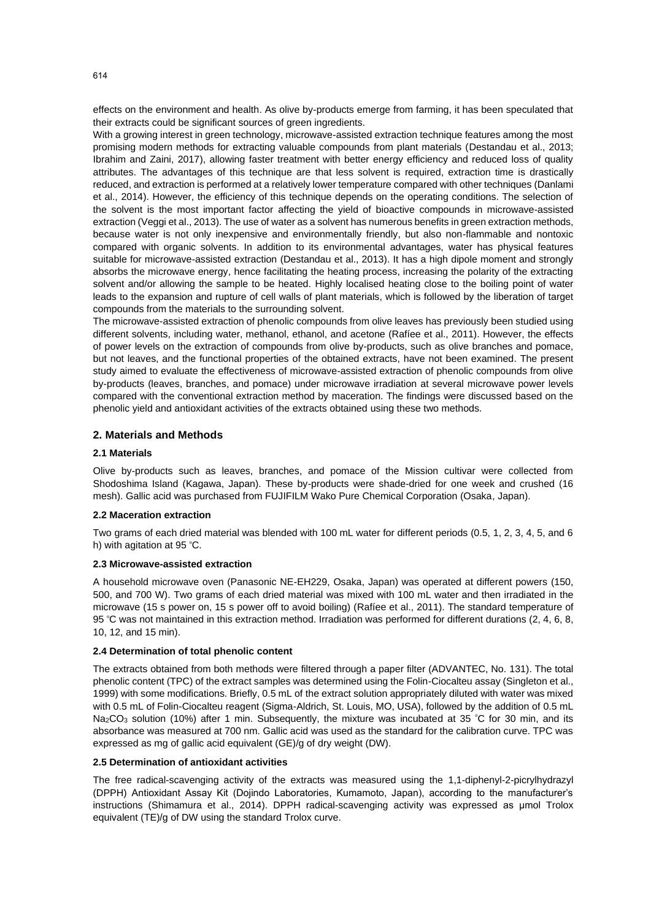effects on the environment and health. As olive by-products emerge from farming, it has been speculated that their extracts could be significant sources of green ingredients.

With a growing interest in green technology, microwave-assisted extraction technique features among the most promising modern methods for extracting valuable compounds from plant materials (Destandau et al., 2013; Ibrahim and Zaini, 2017), allowing faster treatment with better energy efficiency and reduced loss of quality attributes. The advantages of this technique are that less solvent is required, extraction time is drastically reduced, and extraction is performed at a relatively lower temperature compared with other techniques (Danlami et al., 2014). However, the efficiency of this technique depends on the operating conditions. The selection of the solvent is the most important factor affecting the yield of bioactive compounds in microwave-assisted extraction (Veggi et al., 2013). The use of water as a solvent has numerous benefits in green extraction methods, because water is not only inexpensive and environmentally friendly, but also non-flammable and nontoxic compared with organic solvents. In addition to its environmental advantages, water has physical features suitable for microwave-assisted extraction (Destandau et al., 2013). It has a high dipole moment and strongly absorbs the microwave energy, hence facilitating the heating process, increasing the polarity of the extracting solvent and/or allowing the sample to be heated. Highly localised heating close to the boiling point of water leads to the expansion and rupture of cell walls of plant materials, which is followed by the liberation of target compounds from the materials to the surrounding solvent.

The microwave-assisted extraction of phenolic compounds from olive leaves has previously been studied using different solvents, including water, methanol, ethanol, and acetone (Rafíee et al., 2011). However, the effects of power levels on the extraction of compounds from olive by-products, such as olive branches and pomace, but not leaves, and the functional properties of the obtained extracts, have not been examined. The present study aimed to evaluate the effectiveness of microwave-assisted extraction of phenolic compounds from olive by-products (leaves, branches, and pomace) under microwave irradiation at several microwave power levels compared with the conventional extraction method by maceration. The findings were discussed based on the phenolic yield and antioxidant activities of the extracts obtained using these two methods.

## 2. Materials and Methods

### 2.1 Materials

Olive by-products such as leaves, branches, and pomace of the Mission cultivar were collected from Shodoshima Island (Kagawa, Japan). These by-products were shade-dried for one week and crushed (16 mesh). Gallic acid was purchased from FUJIFILM Wako Pure Chemical Corporation (Osaka, Japan).

### 2.2 Maceration extraction

Two grams of each dried material was blended with 100 mL water for different periods (0.5, 1, 2, 3, 4, 5, and 6 h) with agitation at 95 °C.

### 2.3 Microwave-assisted extraction

A household microwave oven (Panasonic NE-EH229, Osaka, Japan) was operated at different powers (150, 500, and 700 W). Two grams of each dried material was mixed with 100 mL water and then irradiated in the microwave (15 s power on, 15 s power off to avoid boiling) (Rafíee et al., 2011). The standard temperature of 95 °C was not maintained in this extraction method. Irradiation was performed for different durations (2, 4, 6, 8, 10, 12, and 15 min).

### 2.4 Determination of total phenolic content

The extracts obtained from both methods were filtered through a paper filter (ADVANTEC, No. 131). The total phenolic content (TPC) of the extract samples was determined using the Folin-Ciocalteu assay (Singleton et al., 1999) with some modifications. Briefly, 0.5 mL of the extract solution appropriately diluted with water was mixed with 0.5 mL of Folin-Ciocalteu reagent (Sigma-Aldrich, St. Louis, MO, USA), followed by the addition of 0.5 mL $Na_2CO_3$ solution (10%) after 1 min. Subsequently, the mixture was incubated at 35 °C for 30 min, and its absorbance was measured at 700 nm. Gallic acid was used as the standard for the calibration curve. TPC was expressed as mg of gallic acid equivalent (GE)/g of dry weight (DW).

### 2.5 Determination of antioxidant activities

The free radical-scavenging activity of the extracts was measured using the 1,1-diphenyl-2-picrylhydrazyl (DPPH) Antioxidant Assay Kit (Dojindo Laboratories, Kumamoto, Japan), according to the manufacturer's instructions (Shimamura et al., 2014). DPPH radical-scavenging activity was expressed as μmol Trolox equivalent (TE)/g of DW using the standard Trolox curve.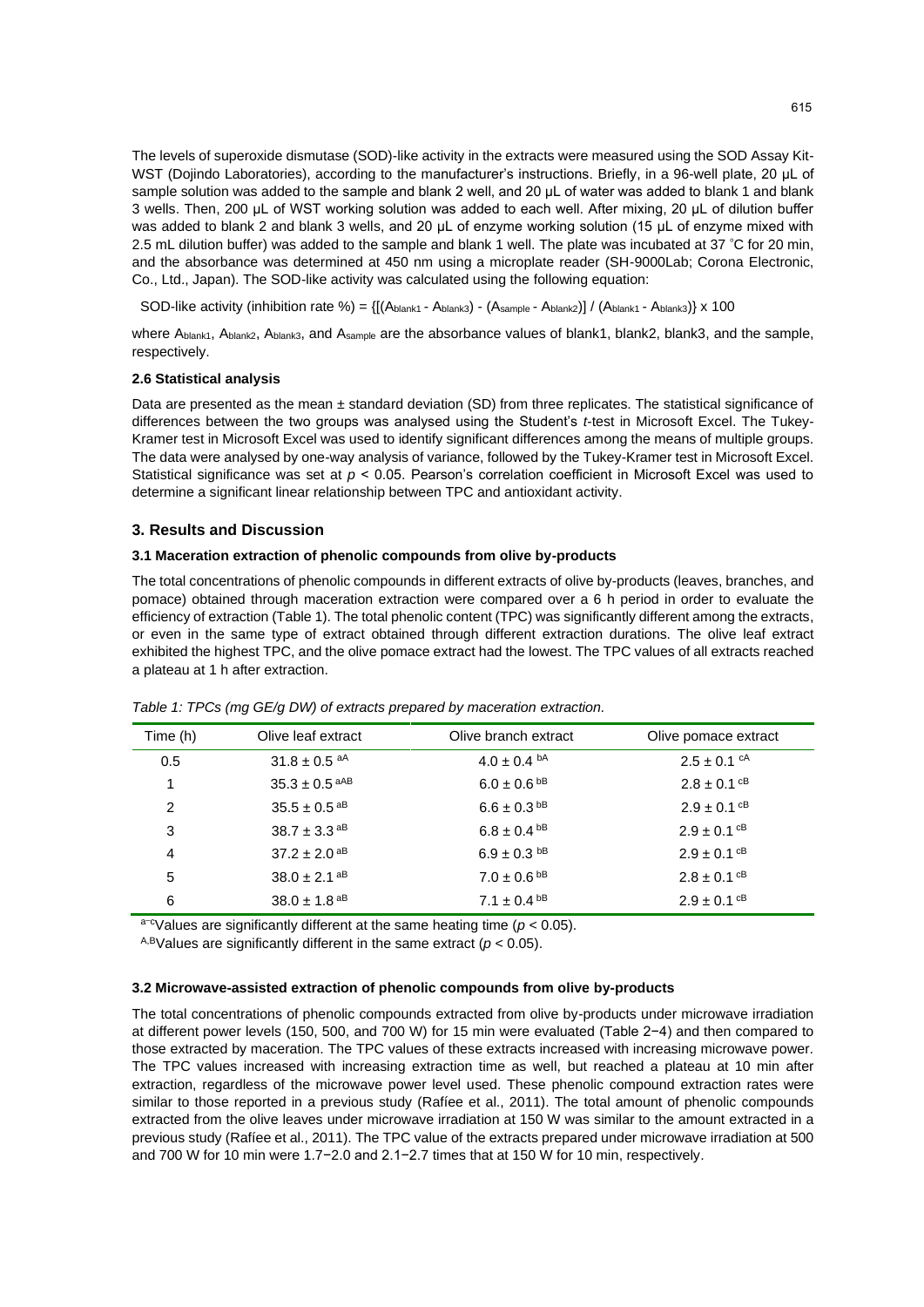The levels of superoxide dismutase (SOD)-like activity in the extracts were measured using the SOD Assay Kit-WST (Dojindo Laboratories), according to the manufacturer's instructions. Briefly, in a 96-well plate, 20 μL of sample solution was added to the sample and blank 2 well, and 20 μL of water was added to blank 1 and blank 3 wells. Then, 200 μL of WST working solution was added to each well. After mixing, 20 μL of dilution buffer was added to blank 2 and blank 3 wells, and 20 μL of enzyme working solution (15 μL of enzyme mixed with 2.5 mL dilution buffer) was added to the sample and blank 1 well. The plate was incubated at 37 °C for 20 min, and the absorbance was determined at 450 nm using a microplate reader (SH-9000Lab; Corona Electronic, Co., Ltd., Japan). The SOD-like activity was calculated using the following equation:

$$\text{SOD-like activity (inhibition rate \%)} = \{[(A_{blank1} - A_{blank3}) - (A_{sample} - A_{blank2})] / (A_{blank1} - A_{blank3})\} \times 100$$

where $A_{blank1}$, $A_{blank2}$, $A_{blank3}$, and $A_{sample}$ are the absorbance values of blank1, blank2, blank3, and the sample, respectively.

#### 2.6 Statistical analysis

Data are presented as the mean ± standard deviation (SD) from three replicates. The statistical significance of differences between the two groups was analysed using the Student's *t*-test in Microsoft Excel. The Tukey-Kramer test in Microsoft Excel was used to identify significant differences among the means of multiple groups. The data were analysed by one-way analysis of variance, followed by the Tukey-Kramer test in Microsoft Excel. Statistical significance was set at $p < 0.05$. Pearson's correlation coefficient in Microsoft Excel was used to determine a significant linear relationship between TPC and antioxidant activity.

### 3. Results and Discussion

#### 3.1 Maceration extraction of phenolic compounds from olive by-products

The total concentrations of phenolic compounds in different extracts of olive by-products (leaves, branches, and pomace) obtained through maceration extraction were compared over a 6 h period in order to evaluate the efficiency of extraction (Table 1). The total phenolic content (TPC) was significantly different among the extracts, or even in the same type of extract obtained through different extraction durations. The olive leaf extract exhibited the highest TPC, and the olive pomace extract had the lowest. The TPC values of all extracts reached a plateau at 1 h after extraction.

*Table 1: TPCs (mg GE/g DW) of extracts prepared by maceration extraction.*

| Time (h) | Olive leaf extract | Olive branch extract | Olive pomace extract |
|---|---|---|---|
| 0.5 | $31.8 \pm 0.5^{aA}$ | $4.0 \pm 0.4^{bA}$ | $2.5 \pm 0.1^{cA}$ |
| 1 | $35.3 \pm 0.5^{aAB}$ | $6.0 \pm 0.6^{bB}$ | $2.8 \pm 0.1^{cB}$ |
| 2 | $35.5 \pm 0.5^{aB}$ | $6.6 \pm 0.3^{bB}$ | $2.9 \pm 0.1^{cB}$ |
| 3 | $38.7 \pm 3.3^{aB}$ | $6.8 \pm 0.4^{bB}$ | $2.9 \pm 0.1^{cB}$ |
| 4 | $37.2 \pm 2.0^{aB}$ | $6.9 \pm 0.3^{bB}$ | $2.9 \pm 0.1^{cB}$ |
| 5 | $38.0 \pm 2.1^{aB}$ | $7.0 \pm 0.6^{bB}$ | $2.8 \pm 0.1^{cB}$ |
| 6 | $38.0 \pm 1.8^{aB}$ | $7.1 \pm 0.4^{bB}$ | $2.9 \pm 0.1^{cB}$ |

$^{a–c}$Values are significantly different at the same heating time ($p < 0.05$).

$^{A,B}$Values are significantly different in the same extract ($p < 0.05$).

#### 3.2 Microwave-assisted extraction of phenolic compounds from olive by-products

The total concentrations of phenolic compounds extracted from olive by-products under microwave irradiation at different power levels (150, 500, and 700 W) for 15 min were evaluated (Table 2−4) and then compared to those extracted by maceration. The TPC values of these extracts increased with increasing microwave power. The TPC values increased with increasing extraction time as well, but reached a plateau at 10 min after extraction, regardless of the microwave power level used. These phenolic compound extraction rates were similar to those reported in a previous study (Rafíee et al., 2011). The total amount of phenolic compounds extracted from the olive leaves under microwave irradiation at 150 W was similar to the amount extracted in a previous study (Rafíee et al., 2011). The TPC value of the extracts prepared under microwave irradiation at 500 and 700 W for 10 min were 1.7−2.0 and 2.1−2.7 times that at 150 W for 10 min, respectively.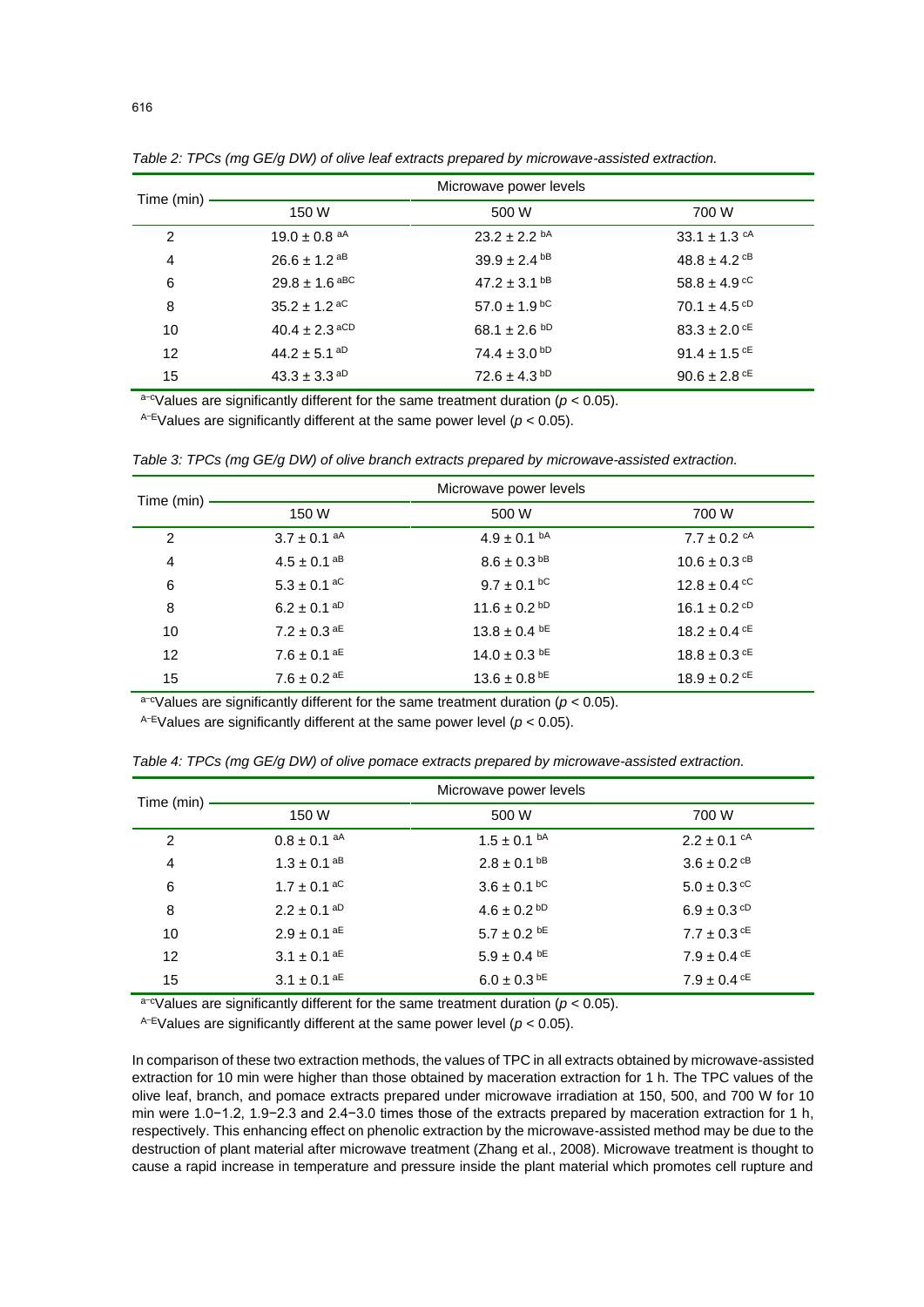*Table 2: TPCs (mg GE/g DW) of olive leaf extracts prepared by microwave-assisted extraction.*

| Time (min) | Microwave power levels | | |
|---|---|---|---|
| | 150 W | 500 W | 700 W |
| 2 | 19.0 ± 0.8 $^{aA}$ | 23.2 ± 2.2 $^{bA}$ | 33.1 ± 1.3 $^{cA}$ |
| 4 | 26.6 ± 1.2 $^{aB}$ | 39.9 ± 2.4 $^{bB}$ | 48.8 ± 4.2 $^{cB}$ |
| 6 | 29.8 ± 1.6 $^{aBC}$ | 47.2 ± 3.1 $^{bB}$ | 58.8 ± 4.9 $^{cC}$ |
| 8 | 35.2 ± 1.2 $^{aC}$ | 57.0 ± 1.9 $^{bC}$ | 70.1 ± 4.5 $^{cD}$ |
| 10 | 40.4 ± 2.3 $^{aCD}$ | 68.1 ± 2.6 $^{bD}$ | 83.3 ± 2.0 $^{cE}$ |
| 12 | 44.2 ± 5.1 $^{aD}$ | 74.4 ± 3.0 $^{bD}$ | 91.4 ± 1.5 $^{cE}$ |
| 15 | 43.3 ± 3.3 $^{aD}$ | 72.6 ± 4.3 $^{bD}$ | 90.6 ± 2.8 $^{cE}$ |

$^{a–c}$Values are significantly different for the same treatment duration ($p < 0.05$).

$^{A–E}$Values are significantly different at the same power level ($p < 0.05$).

*Table 3: TPCs (mg GE/g DW) of olive branch extracts prepared by microwave-assisted extraction.*

| Time (min) | Microwave power levels | | |
|---|---|---|---|
| | 150 W | 500 W | 700 W |
| 2 | 3.7 ± 0.1 $^{aA}$ | 4.9 ± 0.1 $^{bA}$ | 7.7 ± 0.2 $^{cA}$ |
| 4 | 4.5 ± 0.1 $^{aB}$ | 8.6 ± 0.3 $^{bB}$ | 10.6 ± 0.3 $^{cB}$ |
| 6 | 5.3 ± 0.1 $^{aC}$ | 9.7 ± 0.1 $^{bC}$ | 12.8 ± 0.4 $^{cC}$ |
| 8 | 6.2 ± 0.1 $^{aD}$ | 11.6 ± 0.2 $^{bD}$ | 16.1 ± 0.2 $^{cD}$ |
| 10 | 7.2 ± 0.3 $^{aE}$ | 13.8 ± 0.4 $^{bE}$ | 18.2 ± 0.4 $^{cE}$ |
| 12 | 7.6 ± 0.1 $^{aE}$ | 14.0 ± 0.3 $^{bE}$ | 18.8 ± 0.3 $^{cE}$ |
| 15 | 7.6 ± 0.2 $^{aE}$ | 13.6 ± 0.8 $^{bE}$ | 18.9 ± 0.2 $^{cE}$ |

$^{a–c}$Values are significantly different for the same treatment duration ($p < 0.05$).

$^{A–E}$Values are significantly different at the same power level ($p < 0.05$).

*Table 4: TPCs (mg GE/g DW) of olive pomace extracts prepared by microwave-assisted extraction.*

| Time (min) | Microwave power levels | | |
|---|---|---|---|
| | 150 W | 500 W | 700 W |
| 2 | 0.8 ± 0.1 $^{aA}$ | 1.5 ± 0.1 $^{bA}$ | 2.2 ± 0.1 $^{cA}$ |
| 4 | 1.3 ± 0.1 $^{aB}$ | 2.8 ± 0.1 $^{bB}$ | 3.6 ± 0.2 $^{cB}$ |
| 6 | 1.7 ± 0.1 $^{aC}$ | 3.6 ± 0.1 $^{bC}$ | 5.0 ± 0.3 $^{cC}$ |
| 8 | 2.2 ± 0.1 $^{aD}$ | 4.6 ± 0.2 $^{bD}$ | 6.9 ± 0.3 $^{cD}$ |
| 10 | 2.9 ± 0.1 $^{aE}$ | 5.7 ± 0.2 $^{bE}$ | 7.7 ± 0.3 $^{cE}$ |
| 12 | 3.1 ± 0.1 $^{aE}$ | 5.9 ± 0.4 $^{bE}$ | 7.9 ± 0.4 $^{cE}$ |
| 15 | 3.1 ± 0.1 $^{aE}$ | 6.0 ± 0.3 $^{bE}$ | 7.9 ± 0.4 $^{cE}$ |

$^{a–c}$Values are significantly different for the same treatment duration ($p < 0.05$).

$^{A–E}$Values are significantly different at the same power level ($p < 0.05$).

In comparison of these two extraction methods, the values of TPC in all extracts obtained by microwave-assisted extraction for 10 min were higher than those obtained by maceration extraction for 1 h. The TPC values of the olive leaf, branch, and pomace extracts prepared under microwave irradiation at 150, 500, and 700 W for 10 min were 1.0−1.2, 1.9−2.3 and 2.4−3.0 times those of the extracts prepared by maceration extraction for 1 h, respectively. This enhancing effect on phenolic extraction by the microwave-assisted method may be due to the destruction of plant material after microwave treatment (Zhang et al., 2008). Microwave treatment is thought to cause a rapid increase in temperature and pressure inside the plant material which promotes cell rupture and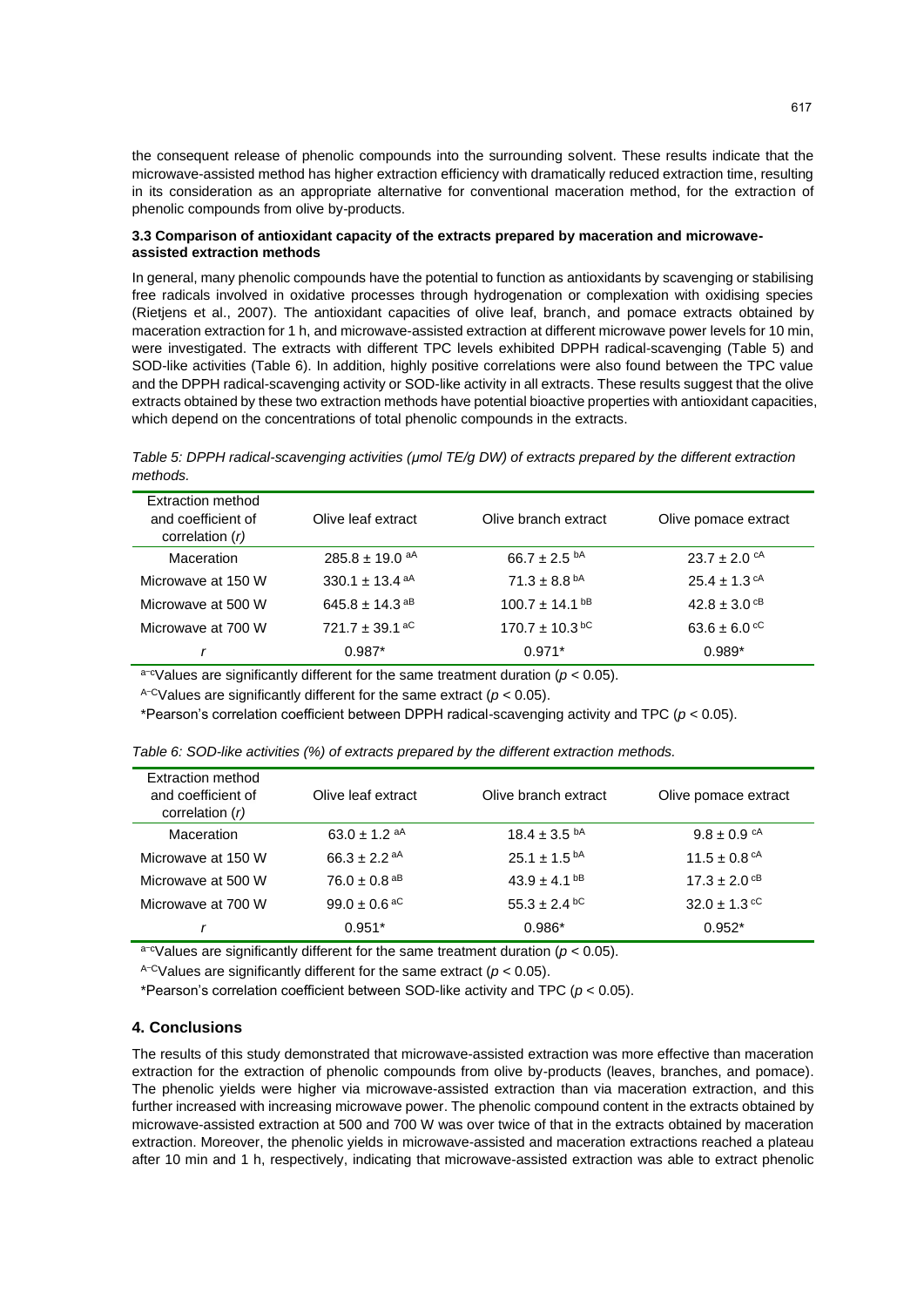the consequent release of phenolic compounds into the surrounding solvent. These results indicate that the microwave-assisted method has higher extraction efficiency with dramatically reduced extraction time, resulting in its consideration as an appropriate alternative for conventional maceration method, for the extraction of phenolic compounds from olive by-products.

### 3.3 Comparison of antioxidant capacity of the extracts prepared by maceration and microwave-assisted extraction methods

In general, many phenolic compounds have the potential to function as antioxidants by scavenging or stabilising free radicals involved in oxidative processes through hydrogenation or complexation with oxidising species (Rietjens et al., 2007). The antioxidant capacities of olive leaf, branch, and pomace extracts obtained by maceration extraction for 1 h, and microwave-assisted extraction at different microwave power levels for 10 min, were investigated. The extracts with different TPC levels exhibited DPPH radical-scavenging (Table 5) and SOD-like activities (Table 6). In addition, highly positive correlations were also found between the TPC value and the DPPH radical-scavenging activity or SOD-like activity in all extracts. These results suggest that the olive extracts obtained by these two extraction methods have potential bioactive properties with antioxidant capacities, which depend on the concentrations of total phenolic compounds in the extracts.

*Table 5: DPPH radical-scavenging activities (μmol TE/g DW) of extracts prepared by the different extraction methods.*

| Extraction method and coefficient of correlation (*r*) | Olive leaf extract | Olive branch extract | Olive pomace extract |
|---|---|---|---|
| Maceration | $285.8 \pm 19.0^{aA}$ | $66.7 \pm 2.5^{bA}$ | $23.7 \pm 2.0^{cA}$ |
| Microwave at 150 W | $330.1 \pm 13.4^{aA}$ | $71.3 \pm 8.8^{bA}$ | $25.4 \pm 1.3^{cA}$ |
| Microwave at 500 W | $645.8 \pm 14.3^{aB}$ | $100.7 \pm 14.1^{bB}$ | $42.8 \pm 3.0^{cB}$ |
| Microwave at 700 W | $721.7 \pm 39.1^{aC}$ | $170.7 \pm 10.3^{bC}$ | $63.6 \pm 6.0^{cC}$ |
| *r* | 0.987* | 0.971* | 0.989* |

$^{a–c}$Values are significantly different for the same treatment duration ($p < 0.05$).

$^{A–C}$Values are significantly different for the same extract ($p < 0.05$).

*Pearson's correlation coefficient between DPPH radical-scavenging activity and TPC ($p < 0.05$).

*Table 6: SOD-like activities (%) of extracts prepared by the different extraction methods.*

| Extraction method and coefficient of correlation (*r*) | Olive leaf extract | Olive branch extract | Olive pomace extract |
|---|---|---|---|
| Maceration | $63.0 \pm 1.2^{aA}$ | $18.4 \pm 3.5^{bA}$ | $9.8 \pm 0.9^{cA}$ |
| Microwave at 150 W | $66.3 \pm 2.2^{aA}$ | $25.1 \pm 1.5^{bA}$ | $11.5 \pm 0.8^{cA}$ |
| Microwave at 500 W | $76.0 \pm 0.8^{aB}$ | $43.9 \pm 4.1^{bB}$ | $17.3 \pm 2.0^{cB}$ |
| Microwave at 700 W | $99.0 \pm 0.6^{aC}$ | $55.3 \pm 2.4^{bC}$ | $32.0 \pm 1.3^{cC}$ |
| *r* | 0.951* | 0.986* | 0.952* |

$^{a–c}$Values are significantly different for the same treatment duration ($p < 0.05$).

$^{A–C}$Values are significantly different for the same extract ($p < 0.05$).

*Pearson's correlation coefficient between SOD-like activity and TPC ($p < 0.05$).

## 4. Conclusions

The results of this study demonstrated that microwave-assisted extraction was more effective than maceration extraction for the extraction of phenolic compounds from olive by-products (leaves, branches, and pomace). The phenolic yields were higher via microwave-assisted extraction than via maceration extraction, and this further increased with increasing microwave power. The phenolic compound content in the extracts obtained by microwave-assisted extraction at 500 and 700 W was over twice of that in the extracts obtained by maceration extraction. Moreover, the phenolic yields in microwave-assisted and maceration extractions reached a plateau after 10 min and 1 h, respectively, indicating that microwave-assisted extraction was able to extract phenolic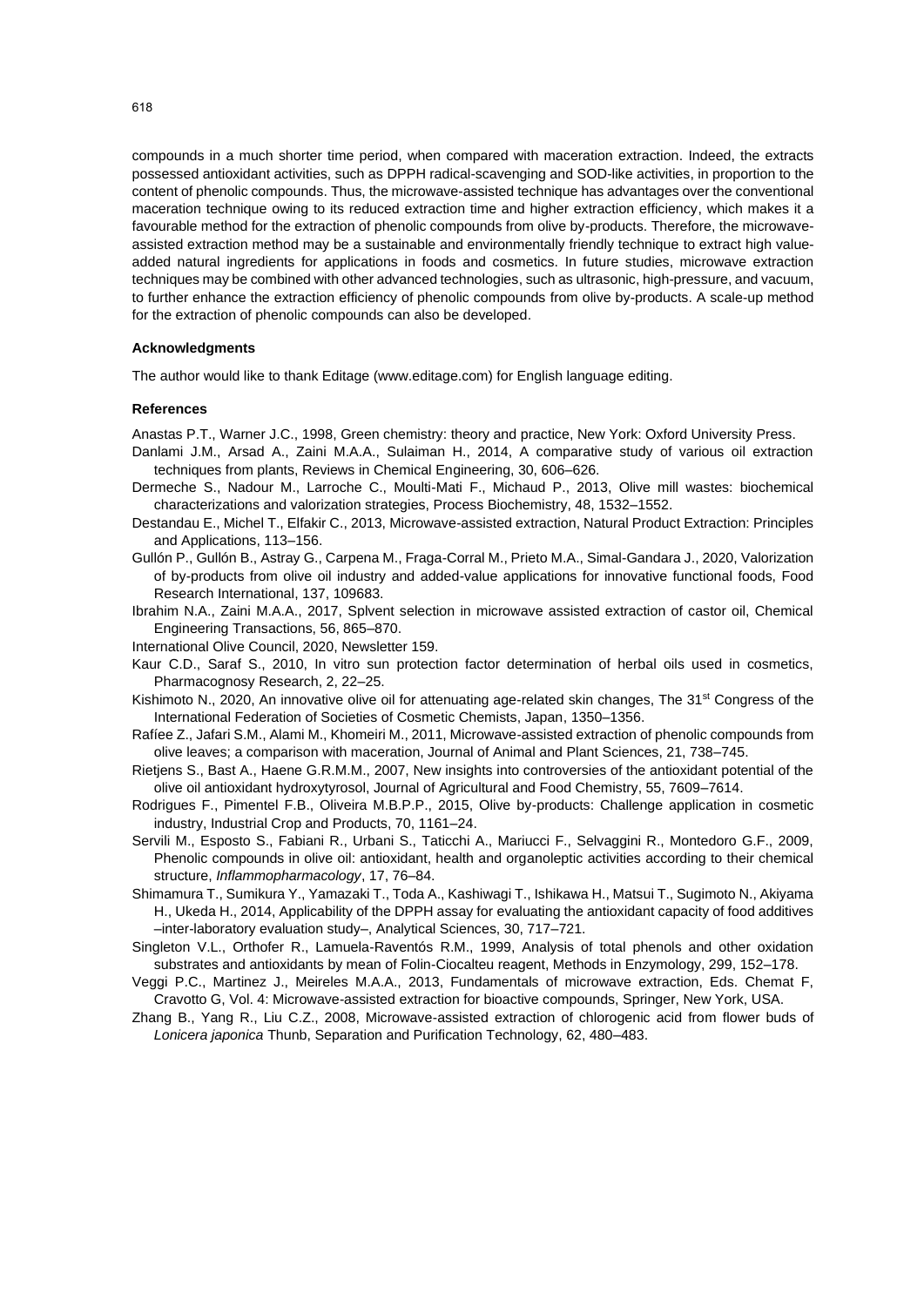compounds in a much shorter time period, when compared with maceration extraction. Indeed, the extracts possessed antioxidant activities, such as DPPH radical-scavenging and SOD-like activities, in proportion to the content of phenolic compounds. Thus, the microwave-assisted technique has advantages over the conventional maceration technique owing to its reduced extraction time and higher extraction efficiency, which makes it a favourable method for the extraction of phenolic compounds from olive by-products. Therefore, the microwave-assisted extraction method may be a sustainable and environmentally friendly technique to extract high value-added natural ingredients for applications in foods and cosmetics. In future studies, microwave extraction techniques may be combined with other advanced technologies, such as ultrasonic, high-pressure, and vacuum, to further enhance the extraction efficiency of phenolic compounds from olive by-products. A scale-up method for the extraction of phenolic compounds can also be developed.

### Acknowledgments

The author would like to thank Editage (www.editage.com) for English language editing.

### References

Anastas P.T., Warner J.C., 1998, Green chemistry: theory and practice, New York: Oxford University Press.

Danlami J.M., Arsad A., Zaini M.A.A., Sulaiman H., 2014, A comparative study of various oil extraction techniques from plants, Reviews in Chemical Engineering, 30, 606–626.

Dermeche S., Nadour M., Larroche C., Moulti-Mati F., Michaud P., 2013, Olive mill wastes: biochemical characterizations and valorization strategies, Process Biochemistry, 48, 1532–1552.

Destandau E., Michel T., Elfakir C., 2013, Microwave-assisted extraction, Natural Product Extraction: Principles and Applications, 113–156.

Gullón P., Gullón B., Astray G., Carpena M., Fraga-Corral M., Prieto M.A., Simal-Gandara J., 2020, Valorization of by-products from olive oil industry and added-value applications for innovative functional foods, Food Research International, 137, 109683.

Ibrahim N.A., Zaini M.A.A., 2017, Splvent selection in microwave assisted extraction of castor oil, Chemical Engineering Transactions, 56, 865–870.

International Olive Council, 2020, Newsletter 159.

Kaur C.D., Saraf S., 2010, In vitro sun protection factor determination of herbal oils used in cosmetics, Pharmacognosy Research, 2, 22–25.

Kishimoto N., 2020, An innovative olive oil for attenuating age-related skin changes, The 31st Congress of the International Federation of Societies of Cosmetic Chemists, Japan, 1350–1356.

Rafíee Z., Jafari S.M., Alami M., Khomeiri M., 2011, Microwave-assisted extraction of phenolic compounds from olive leaves; a comparison with maceration, Journal of Animal and Plant Sciences, 21, 738–745.

Rietjens S., Bast A., Haene G.R.M.M., 2007, New insights into controversies of the antioxidant potential of the olive oil antioxidant hydroxytyrosol, Journal of Agricultural and Food Chemistry, 55, 7609–7614.

Rodrigues F., Pimentel F.B., Oliveira M.B.P.P., 2015, Olive by-products: Challenge application in cosmetic industry, Industrial Crop and Products, 70, 1161–24.

Servili M., Esposto S., Fabiani R., Urbani S., Taticchi A., Mariucci F., Selvaggini R., Montedoro G.F., 2009, Phenolic compounds in olive oil: antioxidant, health and organoleptic activities according to their chemical structure, *Inflammopharmacology*, 17, 76–84.

Shimamura T., Sumikura Y., Yamazaki T., Toda A., Kashiwagi T., Ishikawa H., Matsui T., Sugimoto N., Akiyama H., Ukeda H., 2014, Applicability of the DPPH assay for evaluating the antioxidant capacity of food additives –inter-laboratory evaluation study–, Analytical Sciences, 30, 717–721.

Singleton V.L., Orthofer R., Lamuela-Raventós R.M., 1999, Analysis of total phenols and other oxidation substrates and antioxidants by mean of Folin-Ciocalteu reagent, Methods in Enzymology, 299, 152–178.

Veggi P.C., Martinez J., Meireles M.A.A., 2013, Fundamentals of microwave extraction, Eds. Chemat F, Cravotto G, Vol. 4: Microwave-assisted extraction for bioactive compounds, Springer, New York, USA.

Zhang B., Yang R., Liu C.Z., 2008, Microwave-assisted extraction of chlorogenic acid from flower buds of *Lonicera japonica* Thunb, Separation and Purification Technology, 62, 480–483.